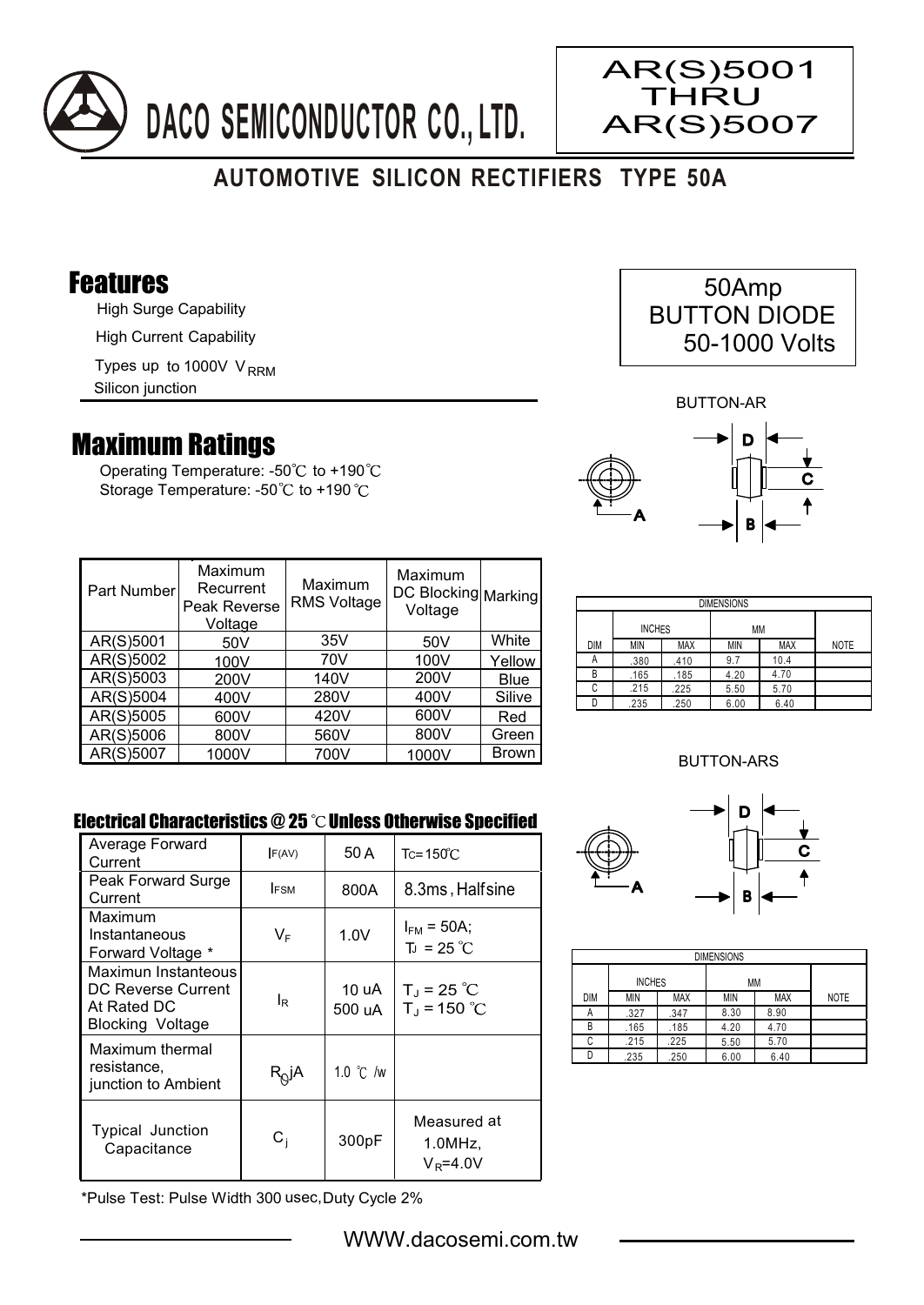# DACO SEMICONDUCTOR CO., LTD.

**AR(S)5001 THRU AR(S)5007**

## AUTOMOTIVE SILICON RECTIFIERS TYPE 50A

50Amp
BUTTON DIODE
50-1000 Volts

## Features

- High Surge Capability
- High Current Capability
- Types up to 1000V $V_{RRM}$
- Silicon junction

## Maximum Ratings

Operating Temperature: -50℃ to +190℃
Storage Temperature: -50℃ to +190 ℃

| Part Number | Maximum Recurrent Peak Reverse Voltage | Maximum RMS Voltage | Maximum DC Blocking Voltage | Marking |
|---|---|---|---|---|
| AR(S)5001 | 50V | 35V | 50V | White |
| AR(S)5002 | 100V | 70V | 100V | Yellow |
| AR(S)5003 | 200V | 140V | 200V | Blue |
| AR(S)5004 | 400V | 280V | 400V | Silive |
| AR(S)5005 | 600V | 420V | 600V | Red |
| AR(S)5006 | 800V | 560V | 800V | Green |
| AR(S)5007 | 1000V | 700V | 1000V | Brown |

### Electrical Characteristics @ 25 ℃ Unless Otherwise Specified

| | | | |
|---|---|---|---|
| Average Forward Current | $I_{F(AV)}$ | 50 A | $T_C$=150℃ |
| Peak Forward Surge Current | $I_{FSM}$ | 800A | 8.3ms, Halfsine |
| Maximum Instantaneous Forward Voltage * | $V_F$ | 1.0V | $I_{FM}$ = 50A; $T_J$ = 25 ℃ |
| Maximun Instanteous DC Reverse Current At Rated DC Blocking Voltage | $I_R$ | 10 uA<br>500 uA | $T_J$ = 25 ℃<br>$T_J$ = 150 ℃ |
| Maximum thermal resistance, junction to Ambient | $R_{\theta}jA$ | 1.0 ℃ /w | |
| Typical Junction Capacitance | $C_j$ | 300pF | Measured at 1.0MHz, $V_R$=4.0V |

*Pulse Test: Pulse Width 300 usec, Duty Cycle 2%

BUTTON-AR

| DIMENSIONS | | | | | |
|---|---|---|---|---|---|
| | INCHES | | MM | | |
| DIM | MIN | MAX | MIN | MAX | NOTE |
| A | .380 | .410 | 9.7 | 10.4 | |
| B | .165 | .185 | 4.20 | 4.70 | |
| C | .215 | .225 | 5.50 | 5.70 | |
| D | .235 | .250 | 6.00 | 6.40 | |

BUTTON-ARS

| DIMENSIONS | | | | | |
|---|---|---|---|---|---|
| | INCHES | | MM | | |
| DIM | MIN | MAX | MIN | MAX | NOTE |
| A | .327 | .347 | 8.30 | 8.90 | |
| B | .165 | .185 | 4.20 | 4.70 | |
| C | .215 | .225 | 5.50 | 5.70 | |
| D | .235 | .250 | 6.00 | 6.40 | |

WWW.dacosemi.com.tw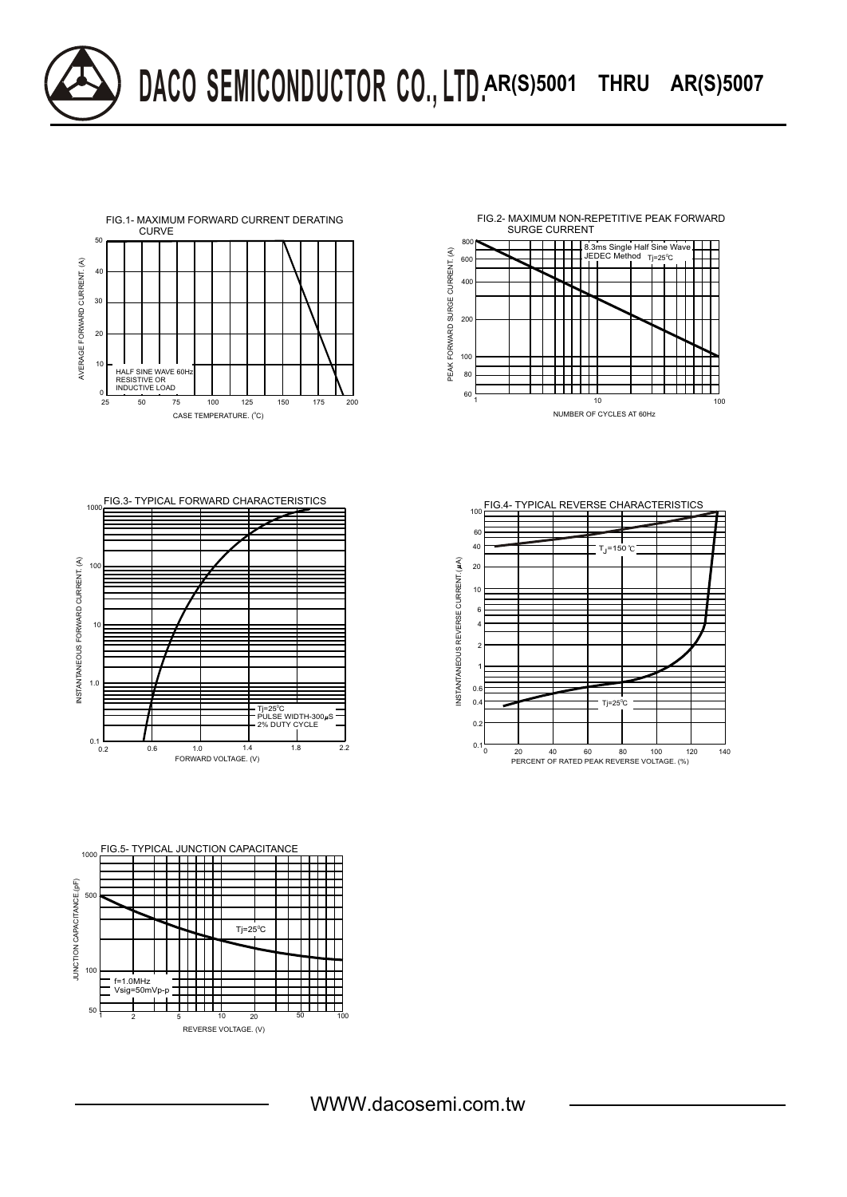# DACO SEMICONDUCTOR CO., LTD. AR(S)5001 THRU AR(S)5007

FIG.1- MAXIMUM FORWARD CURRENT DERATING CURVE

AVERAGE FORWARD CURRENT. (A)

50
40
30
20
10
0

25 50 75 100 125 150 175 200

HALF SINE WAVE 60Hz
RESISTIVE OR
INDUCTIVE LOAD

CASE TEMPERATURE. (°C)

FIG.2- MAXIMUM NON-REPETITIVE PEAK FORWARD SURGE CURRENT

PEAK FORWARD SURGE CURRENT. (A)

800
600
400
200
100
80
60

8.3ms Single Half Sine Wave
JEDEC Method Tj=25°C

1 10 100

NUMBER OF CYCLES AT 60Hz

FIG.3- TYPICAL FORWARD CHARACTERISTICS

INSTANTANEOUS FORWARD CURRENT. (A)

1000
100
10
1.0
0.1

Tj=25°C
PULSE WIDTH-300μS
2% DUTY CYCLE

0.2 0.6 1.0 1.4 1.8 2.2

FORWARD VOLTAGE. (V)

FIG.4- TYPICAL REVERSE CHARACTERISTICS

INSTANTANEOUS REVERSE CURRENT. (μA)

100
60
40
20
10
6
4
2
1
0.6
0.4
0.2
0.1

$T_J$=150 °C

Tj=25°C

0 20 40 60 80 100 120 140

PERCENT OF RATED PEAK REVERSE VOLTAGE. (%)

FIG.5- TYPICAL JUNCTION CAPACITANCE

JUNCTION CAPACITANCE.(pF)

1000
500
100
50

Tj=25°C

f=1.0MHz
Vsig=50mVp-p

1 2 5 10 20 50 100

REVERSE VOLTAGE. (V)

WWW.dacosemi.com.tw